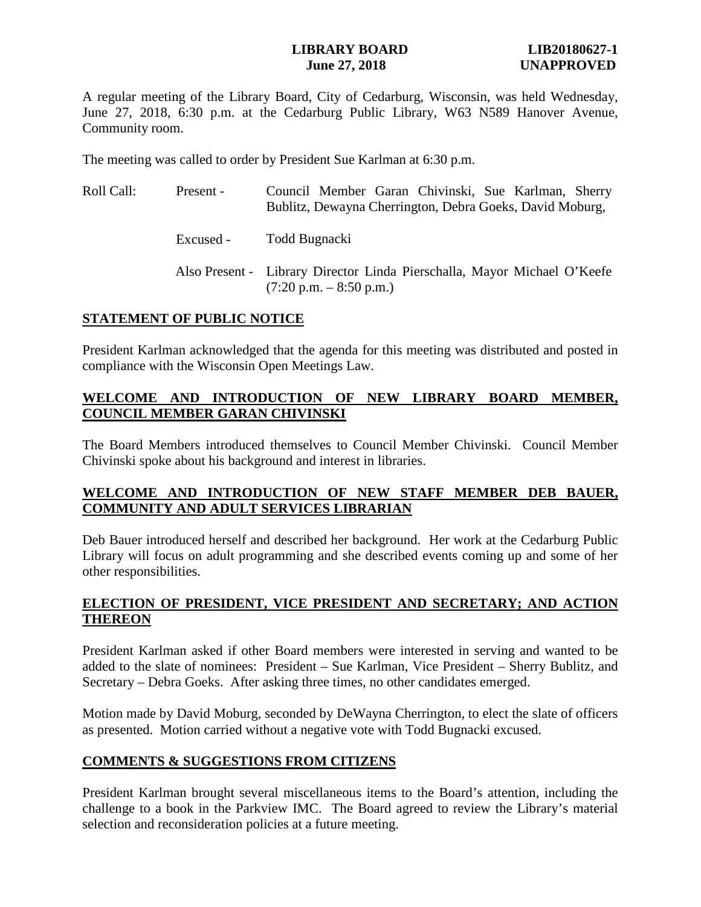**LIBRARY BOARD** **LIB20180627-1**
**June 27, 2018** **UNAPPROVED**

A regular meeting of the Library Board, City of Cedarburg, Wisconsin, was held Wednesday, June 27, 2018, 6:30 p.m. at the Cedarburg Public Library, W63 N589 Hanover Avenue, Community room.

The meeting was called to order by President Sue Karlman at 6:30 p.m.

| Roll Call: | Present - | Council Member Garan Chivinski, Sue Karlman, Sherry Bublitz, Dewayna Cherrington, Debra Goeks, David Moburg, |
|---|---|---|
| | Excused - | Todd Bugnacki |
| | Also Present - | Library Director Linda Pierschalla, Mayor Michael O'Keefe (7:20 p.m. – 8:50 p.m.) |

## STATEMENT OF PUBLIC NOTICE

President Karlman acknowledged that the agenda for this meeting was distributed and posted in compliance with the Wisconsin Open Meetings Law.

## WELCOME AND INTRODUCTION OF NEW LIBRARY BOARD MEMBER, COUNCIL MEMBER GARAN CHIVINSKI

The Board Members introduced themselves to Council Member Chivinski. Council Member Chivinski spoke about his background and interest in libraries.

## WELCOME AND INTRODUCTION OF NEW STAFF MEMBER DEB BAUER, COMMUNITY AND ADULT SERVICES LIBRARIAN

Deb Bauer introduced herself and described her background. Her work at the Cedarburg Public Library will focus on adult programming and she described events coming up and some of her other responsibilities.

## ELECTION OF PRESIDENT, VICE PRESIDENT AND SECRETARY; AND ACTION THEREON

President Karlman asked if other Board members were interested in serving and wanted to be added to the slate of nominees: President – Sue Karlman, Vice President – Sherry Bublitz, and Secretary – Debra Goeks. After asking three times, no other candidates emerged.

Motion made by David Moburg, seconded by DeWayna Cherrington, to elect the slate of officers as presented. Motion carried without a negative vote with Todd Bugnacki excused.

## COMMENTS & SUGGESTIONS FROM CITIZENS

President Karlman brought several miscellaneous items to the Board's attention, including the challenge to a book in the Parkview IMC. The Board agreed to review the Library's material selection and reconsideration policies at a future meeting.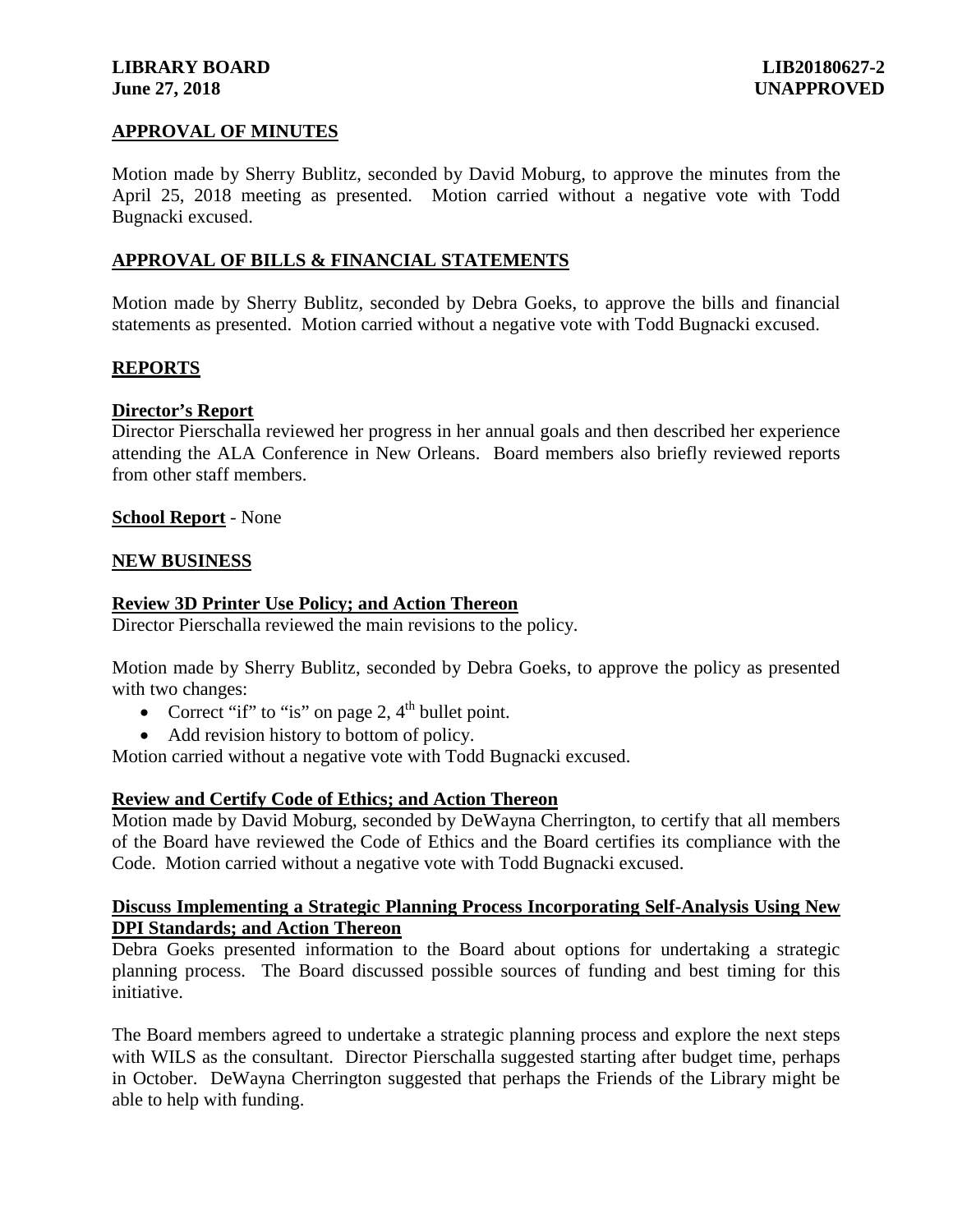## APPROVAL OF MINUTES

Motion made by Sherry Bublitz, seconded by David Moburg, to approve the minutes from the April 25, 2018 meeting as presented. Motion carried without a negative vote with Todd Bugnacki excused.

## APPROVAL OF BILLS & FINANCIAL STATEMENTS

Motion made by Sherry Bublitz, seconded by Debra Goeks, to approve the bills and financial statements as presented. Motion carried without a negative vote with Todd Bugnacki excused.

## REPORTS

### Director's Report

Director Pierschalla reviewed her progress in her annual goals and then described her experience attending the ALA Conference in New Orleans. Board members also briefly reviewed reports from other staff members.

**School Report** - None

## NEW BUSINESS

### Review 3D Printer Use Policy; and Action Thereon

Director Pierschalla reviewed the main revisions to the policy.

Motion made by Sherry Bublitz, seconded by Debra Goeks, to approve the policy as presented with two changes:

- Correct "if" to "is" on page 2, 4th bullet point.
- Add revision history to bottom of policy.

Motion carried without a negative vote with Todd Bugnacki excused.

### Review and Certify Code of Ethics; and Action Thereon

Motion made by David Moburg, seconded by DeWayna Cherrington, to certify that all members of the Board have reviewed the Code of Ethics and the Board certifies its compliance with the Code. Motion carried without a negative vote with Todd Bugnacki excused.

### Discuss Implementing a Strategic Planning Process Incorporating Self-Analysis Using New DPI Standards; and Action Thereon

Debra Goeks presented information to the Board about options for undertaking a strategic planning process. The Board discussed possible sources of funding and best timing for this initiative.

The Board members agreed to undertake a strategic planning process and explore the next steps with WILS as the consultant. Director Pierschalla suggested starting after budget time, perhaps in October. DeWayna Cherrington suggested that perhaps the Friends of the Library might be able to help with funding.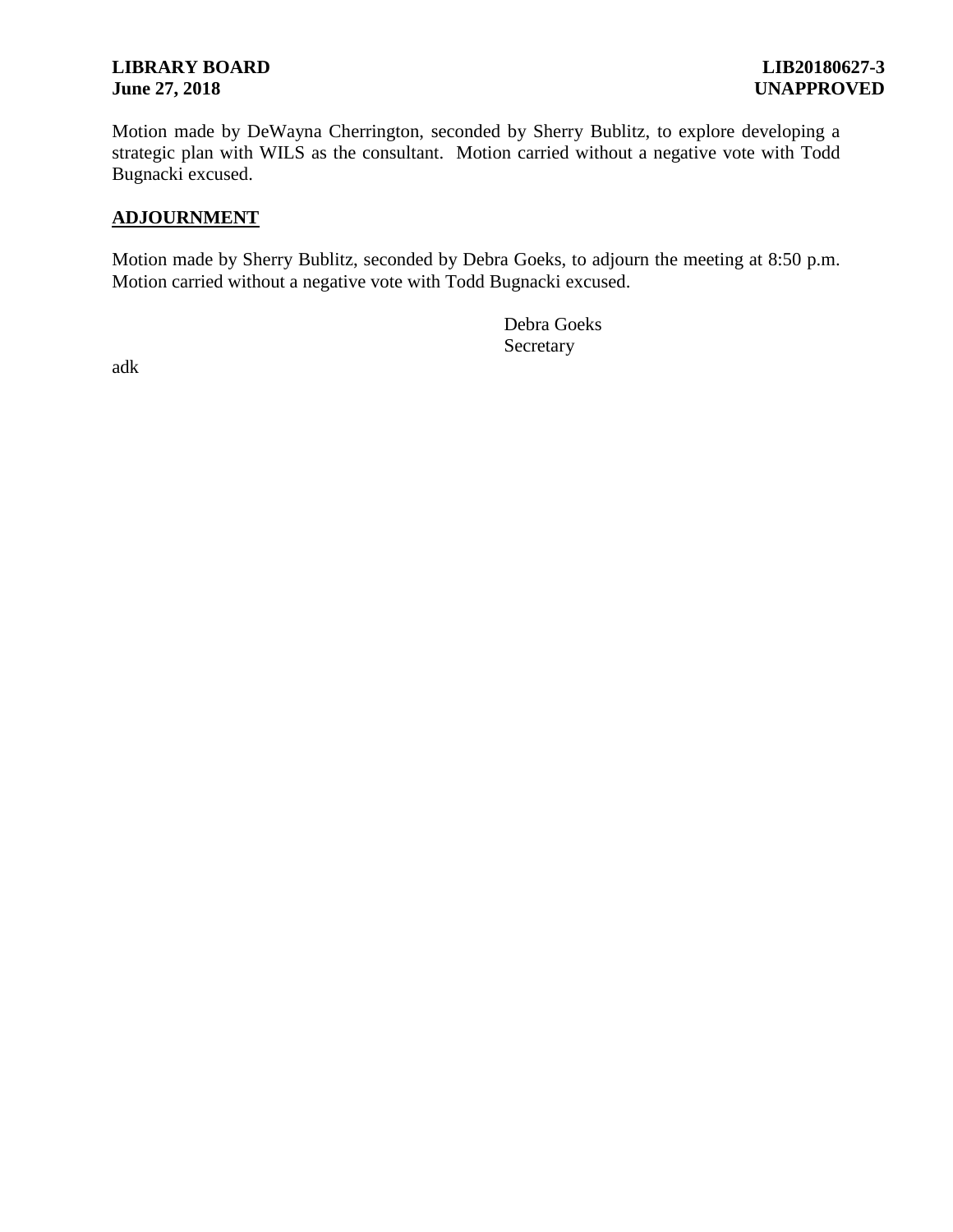Motion made by DeWayna Cherrington, seconded by Sherry Bublitz, to explore developing a strategic plan with WILS as the consultant. Motion carried without a negative vote with Todd Bugnacki excused.

**ADJOURNMENT**

Motion made by Sherry Bublitz, seconded by Debra Goeks, to adjourn the meeting at 8:50 p.m. Motion carried without a negative vote with Todd Bugnacki excused.

Debra Goeks
Secretary

adk